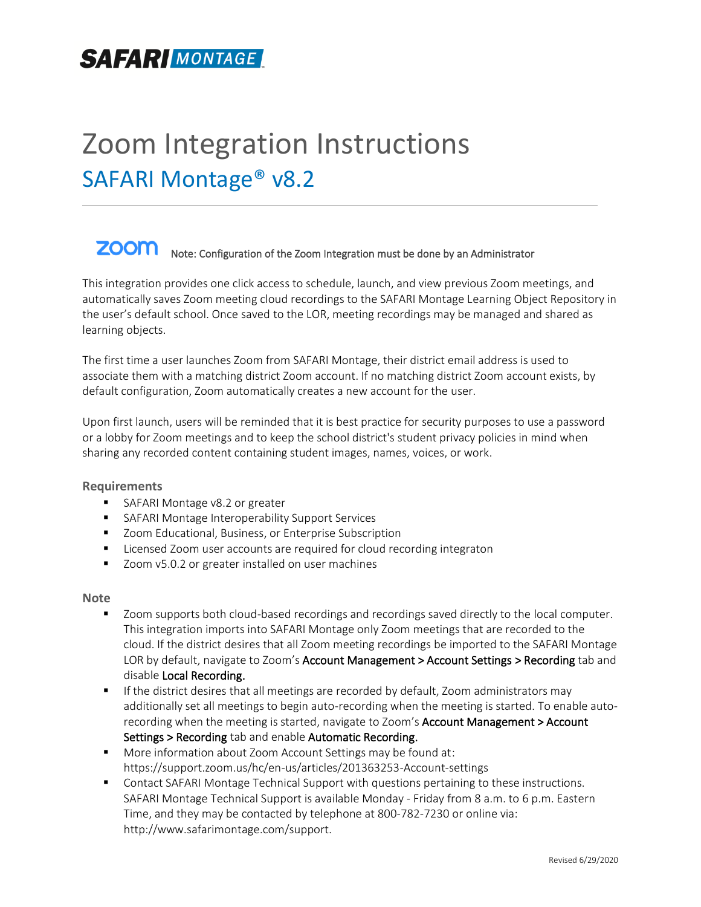# Zoom Integration Instructions

## SAFARI Montage® v8.2

Note: Configuration of the Zoom Integration must be done by an Administrator

This integration provides one click access to schedule, launch, and view previous Zoom meetings, and automatically saves Zoom meeting cloud recordings to the SAFARI Montage Learning Object Repository in the user's default school. Once saved to the LOR, meeting recordings may be managed and shared as learning objects.

The first time a user launches Zoom from SAFARI Montage, their district email address is used to associate them with a matching district Zoom account. If no matching district Zoom account exists, by default configuration, Zoom automatically creates a new account for the user.

Upon first launch, users will be reminded that it is best practice for security purposes to use a password or a lobby for Zoom meetings and to keep the school district's student privacy policies in mind when sharing any recorded content containing student images, names, voices, or work.

### Requirements

- SAFARI Montage v8.2 or greater
- SAFARI Montage Interoperability Support Services
- Zoom Educational, Business, or Enterprise Subscription
- Licensed Zoom user accounts are required for cloud recording integraton
- Zoom v5.0.2 or greater installed on user machines

### Note

- Zoom supports both cloud-based recordings and recordings saved directly to the local computer. This integration imports into SAFARI Montage only Zoom meetings that are recorded to the cloud. If the district desires that all Zoom meeting recordings be imported to the SAFARI Montage LOR by default, navigate to Zoom's Account Management > Account Settings > Recording tab and disable Local Recording.
- If the district desires that all meetings are recorded by default, Zoom administrators may additionally set all meetings to begin auto-recording when the meeting is started. To enable auto-recording when the meeting is started, navigate to Zoom's Account Management > Account Settings > Recording tab and enable Automatic Recording.
- More information about Zoom Account Settings may be found at: https://support.zoom.us/hc/en-us/articles/201363253-Account-settings
- Contact SAFARI Montage Technical Support with questions pertaining to these instructions. SAFARI Montage Technical Support is available Monday - Friday from 8 a.m. to 6 p.m. Eastern Time, and they may be contacted by telephone at 800-782-7230 or online via: http://www.safarimontage.com/support.

Revised 6/29/2020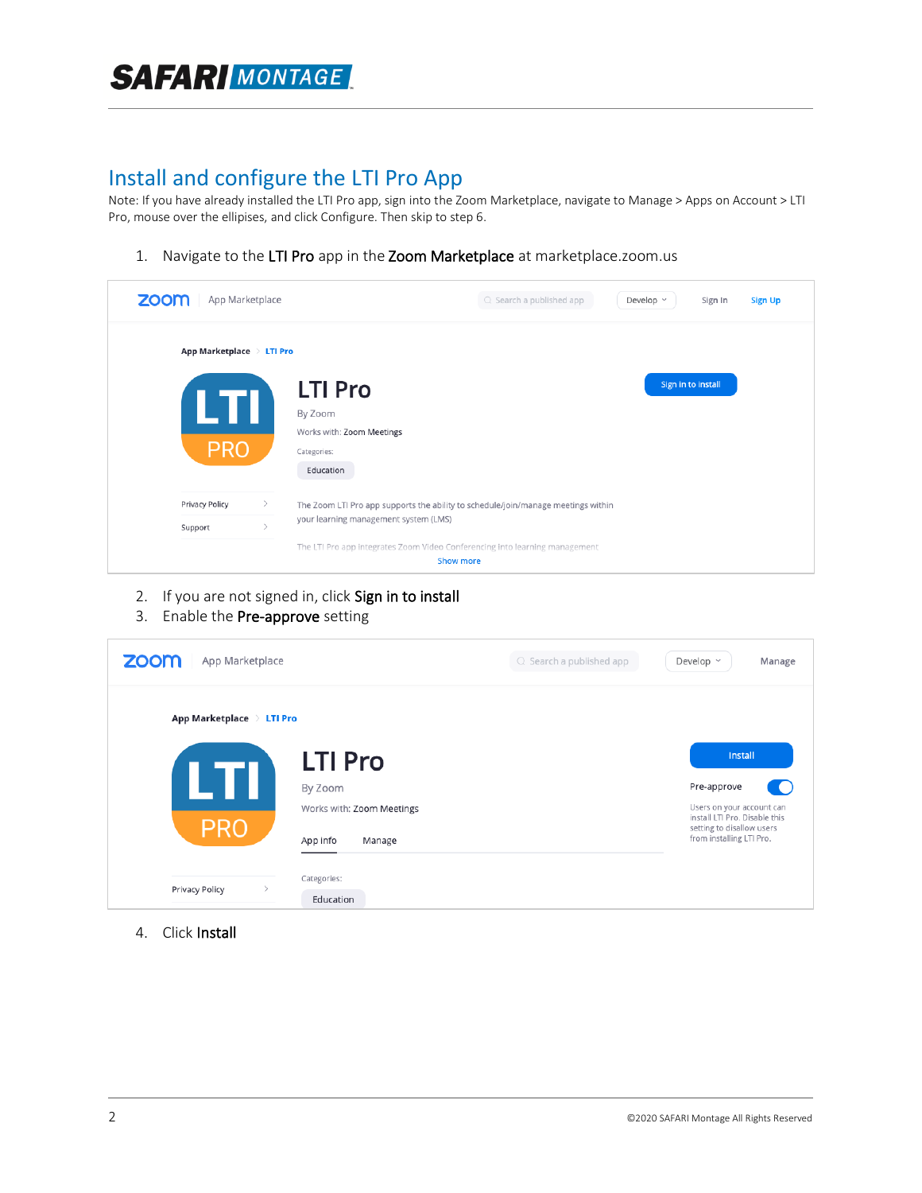## Install and configure the LTI Pro App

Note: If you have already installed the LTI Pro app, sign into the Zoom Marketplace, navigate to Manage > Apps on Account > LTI Pro, mouse over the ellipises, and click Configure. Then skip to step 6.

1. Navigate to the **LTI Pro** app in the **Zoom Marketplace** at marketplace.zoom.us
2. If you are not signed in, click **Sign in to install**
3. Enable the **Pre-approve** setting
4. Click **Install**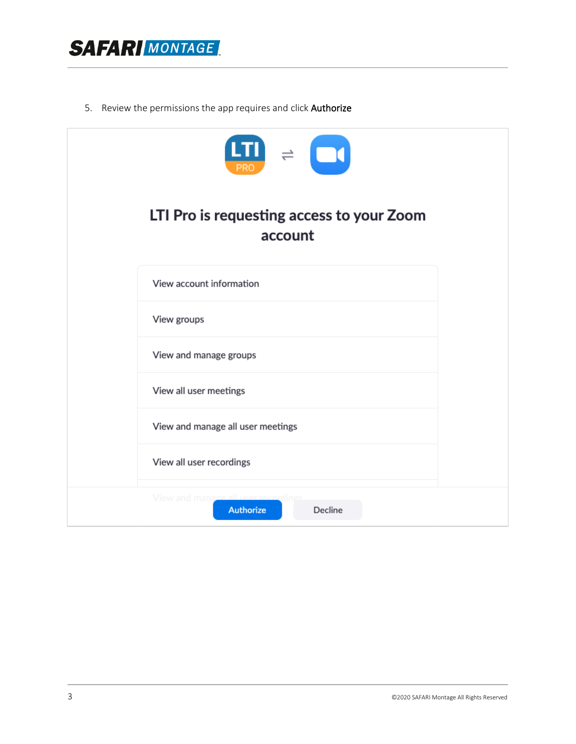5. Review the permissions the app requires and click **Authorize**

LTI Pro is requesting access to your Zoom account

- View account information
- View groups
- View and manage groups
- View all user meetings
- View and manage all user meetings
- View all user recordings
- View and manage all user recordings

Authorize | Decline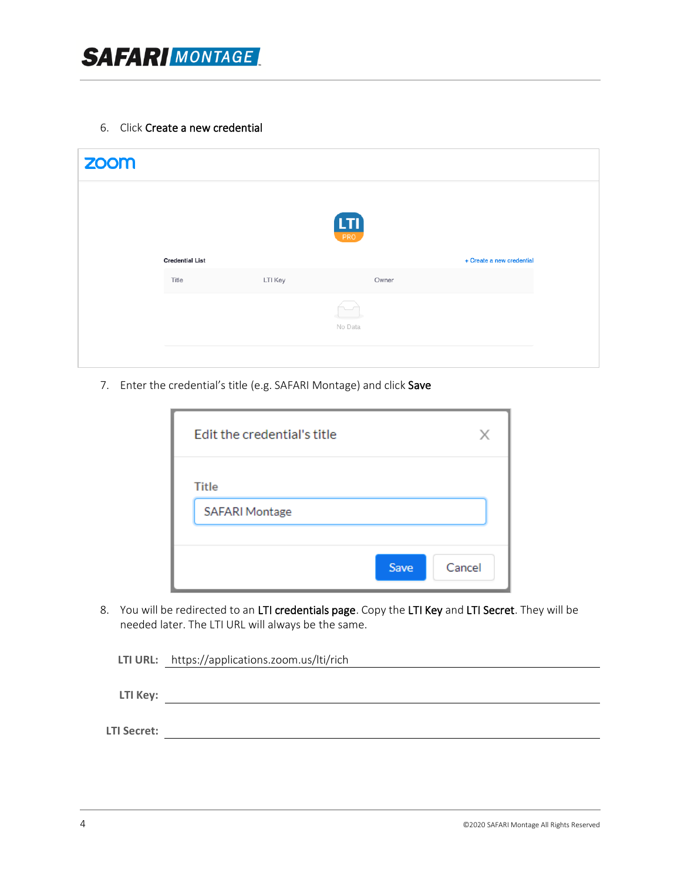6. Click **Create a new credential**

7. Enter the credential's title (e.g. SAFARI Montage) and click **Save**

8. You will be redirected to an **LTI credentials page**. Copy the **LTI Key** and **LTI Secret**. They will be needed later. The LTI URL will always be the same.

**LTI URL:** https://applications.zoom.us/lti/rich

**LTI Key:** ______________________________

**LTI Secret:** ______________________________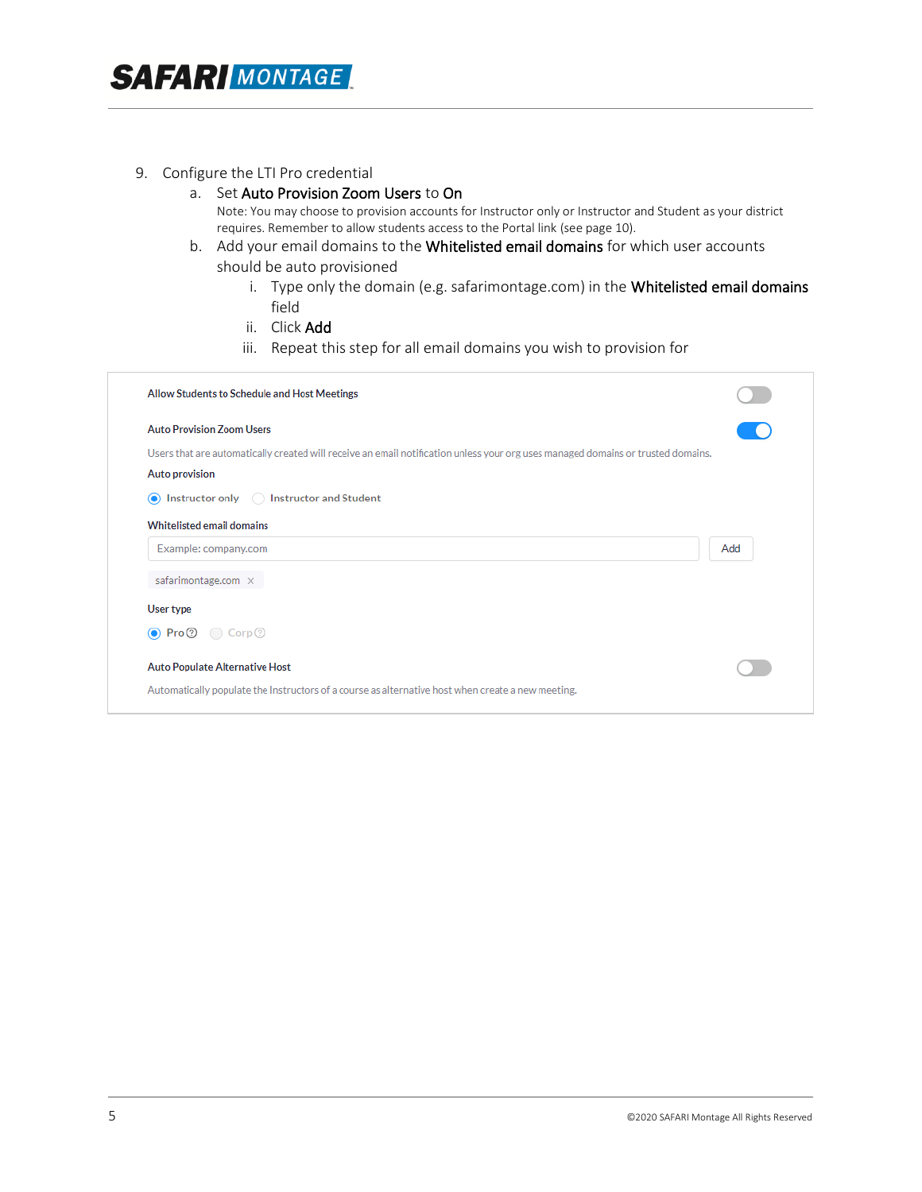9. Configure the LTI Pro credential
   a. Set **Auto Provision Zoom Users** to **On**
      Note: You may choose to provision accounts for Instructor only or Instructor and Student as your district requires. Remember to allow students access to the Portal link (see page 10).
   b. Add your email domains to the **Whitelisted email domains** for which user accounts should be auto provisioned
      i. Type only the domain (e.g. safarimontage.com) in the **Whitelisted email domains** field
      ii. Click **Add**
      iii. Repeat this step for all email domains you wish to provision for

Allow Students to Schedule and Host Meetings

Auto Provision Zoom Users

Users that are automatically created will receive an email notification unless your org uses managed domains or trusted domains.

Auto provision

- (selected) Instructor only
- Instructor and Student

Whitelisted email domains

Example: company.com — Add

safarimontage.com ×

User type

- (selected) Pro
- Corp

Auto Populate Alternative Host

Automatically populate the Instructors of a course as alternative host when create a new meeting.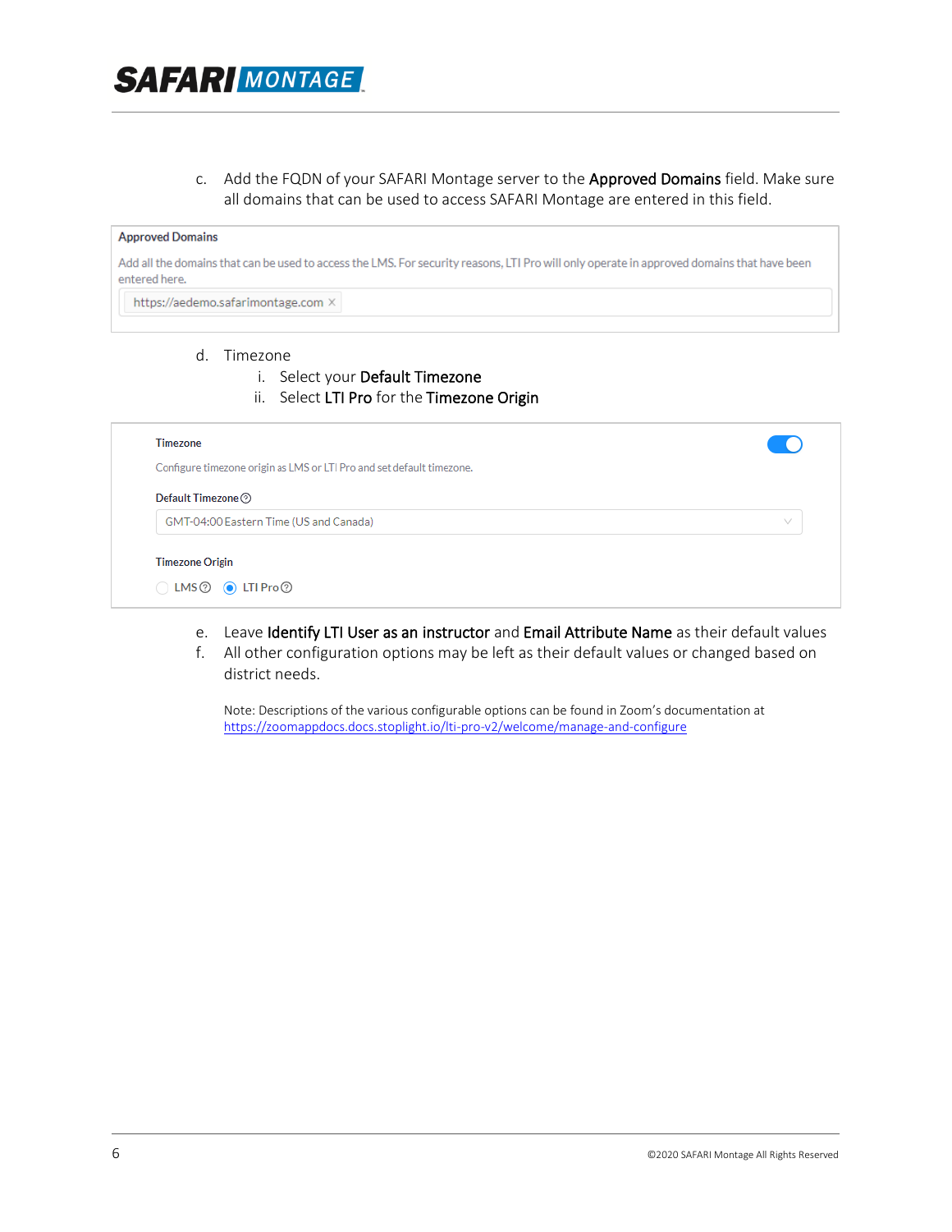c. Add the FQDN of your SAFARI Montage server to the **Approved Domains** field. Make sure all domains that can be used to access SAFARI Montage are entered in this field.

**Approved Domains**

Add all the domains that can be used to access the LMS. For security reasons, LTI Pro will only operate in approved domains that have been entered here.

https://aedemo.safarimontage.com ×

d. Timezone
   i. Select your **Default Timezone**
   ii. Select **LTI Pro** for the **Timezone Origin**

**Timezone**

Configure timezone origin as LMS or LTI Pro and set default timezone.

**Default Timezone**

GMT-04:00 Eastern Time (US and Canada)

**Timezone Origin**

○ LMS ● LTI Pro

e. Leave **Identify LTI User as an instructor** and **Email Attribute Name** as their default values

f. All other configuration options may be left as their default values or changed based on district needs.

Note: Descriptions of the various configurable options can be found in Zoom's documentation at https://zoomappdocs.docs.stoplight.io/lti-pro-v2/welcome/manage-and-configure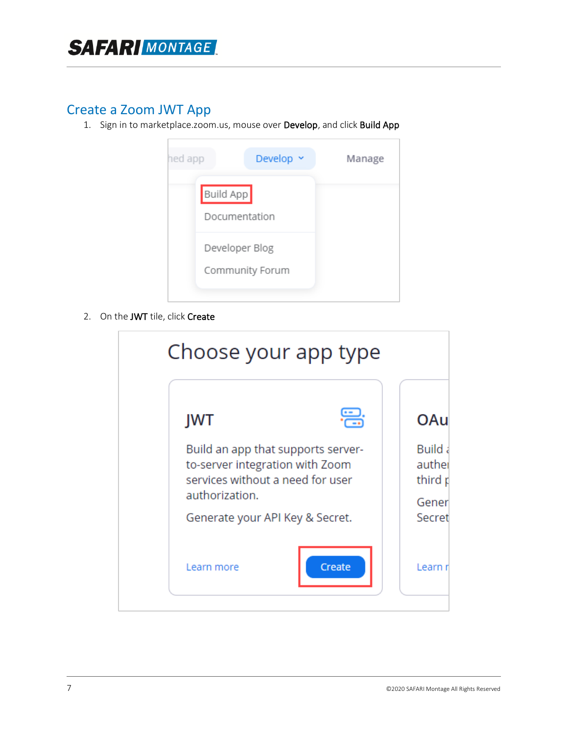## Create a Zoom JWT App

1. Sign in to marketplace.zoom.us, mouse over **Develop**, and click **Build App**
2. On the **JWT** tile, click **Create**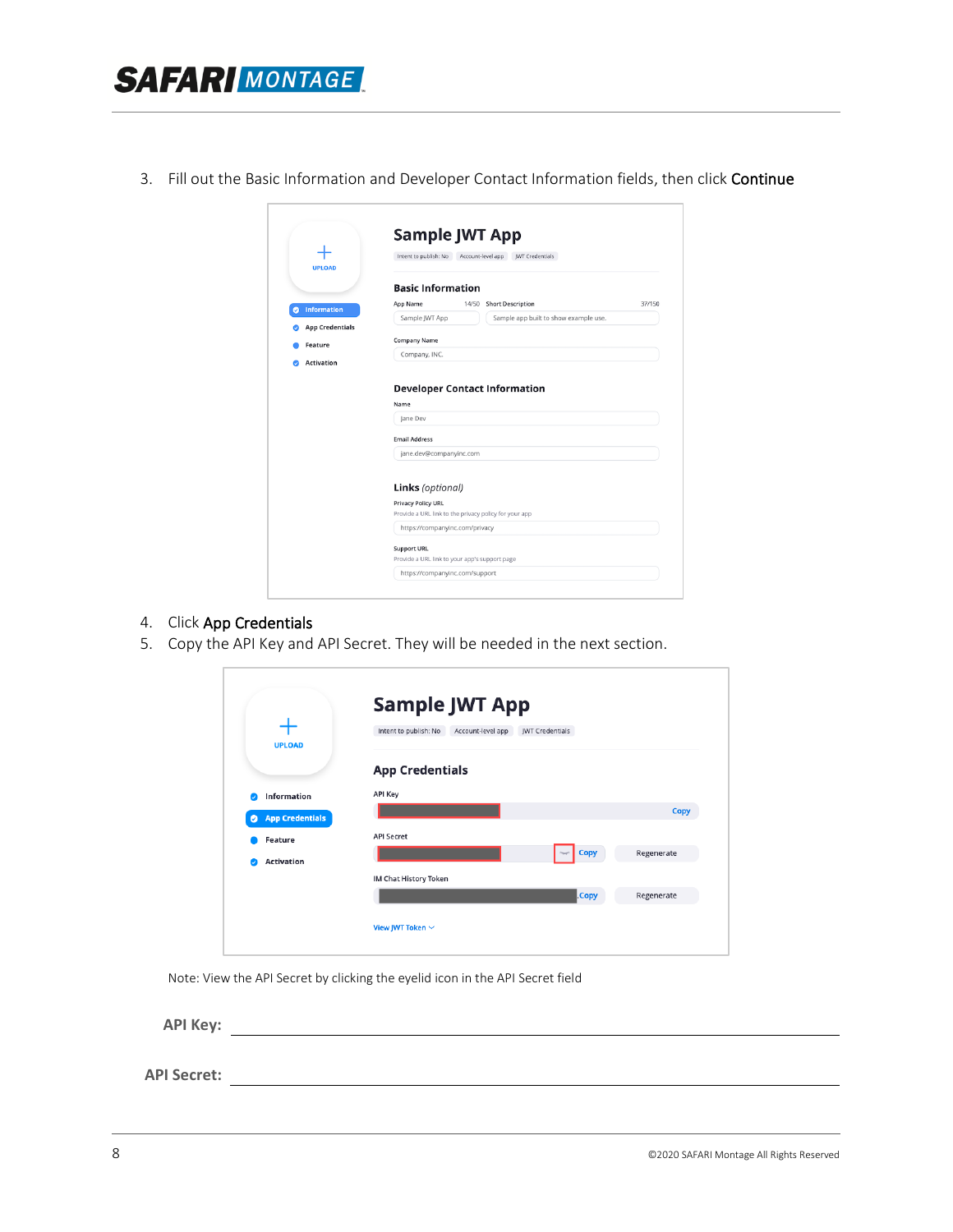3. Fill out the Basic Information and Developer Contact Information fields, then click **Continue**

4. Click **App Credentials**
5. Copy the API Key and API Secret. They will be needed in the next section.

Note: View the API Secret by clicking the eyelid icon in the API Secret field

**API Key:** ______________________________________________

**API Secret:** ______________________________________________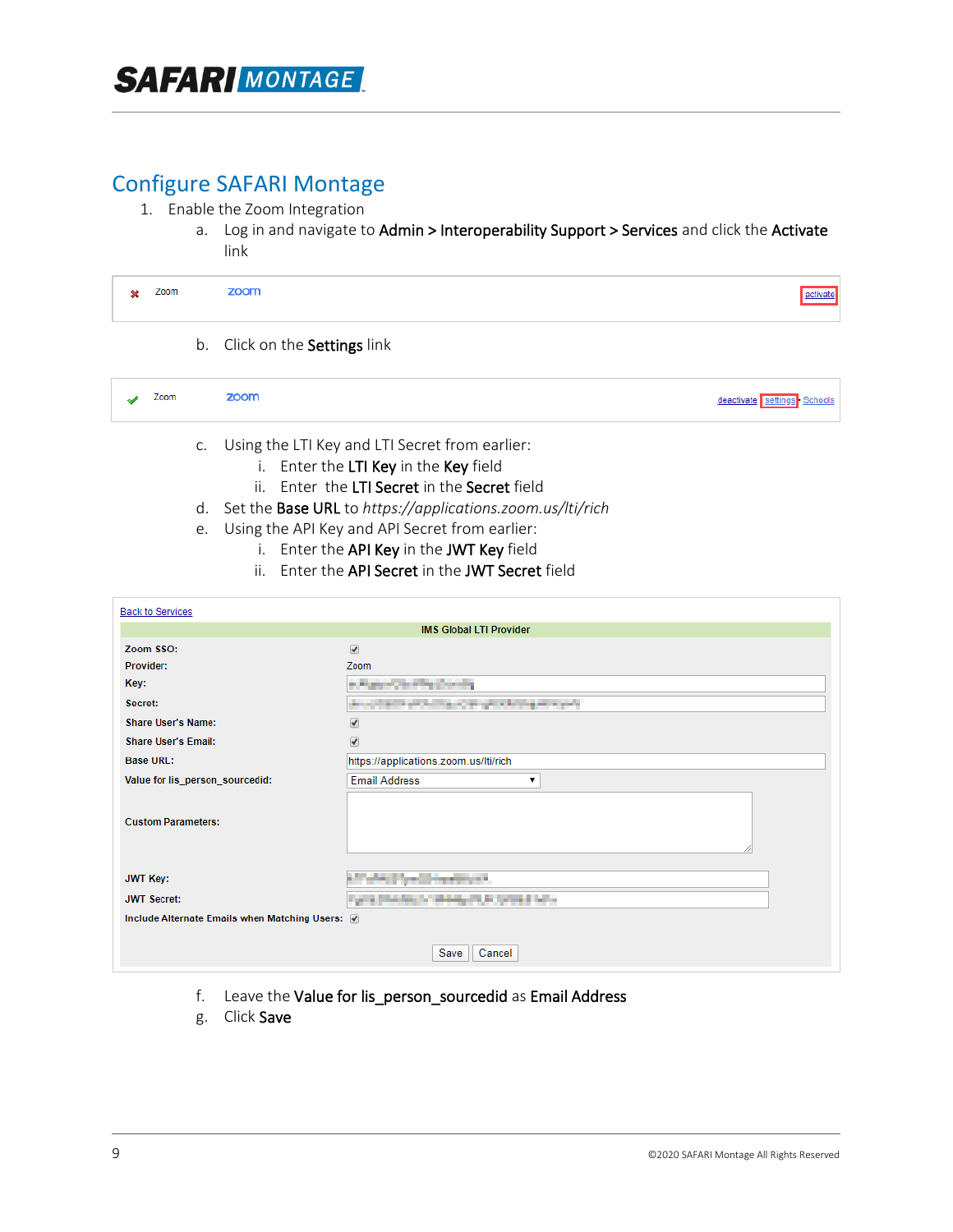## Configure SAFARI Montage

1. Enable the Zoom Integration
   a. Log in and navigate to **Admin > Interoperability Support > Services** and click the **Activate** link

| | Zoom | zoom | activate |
|---|---|---|---|

   b. Click on the **Settings** link

| | Zoom | zoom | deactivate settings Schools |
|---|---|---|---|

   c. Using the LTI Key and LTI Secret from earlier:
      i. Enter the **LTI Key** in the **Key** field
      ii. Enter the **LTI Secret** in the **Secret** field
   d. Set the **Base URL** to *https://applications.zoom.us/lti/rich*
   e. Using the API Key and API Secret from earlier:
      i. Enter the **API Key** in the **JWT Key** field
      ii. Enter the **API Secret** in the **JWT Secret** field

Back to Services

| IMS Global LTI Provider | |
|---|---|
| Zoom SSO: | ☑ |
| Provider: | Zoom |
| Key: | |
| Secret: | |
| Share User's Name: | ☑ |
| Share User's Email: | ☑ |
| Base URL: | https://applications.zoom.us/lti/rich |
| Value for lis_person_sourcedid: | Email Address |
| Custom Parameters: | |
| JWT Key: | |
| JWT Secret: | |
| Include Alternate Emails when Matching Users: | ☑ |

Save Cancel

   f. Leave the **Value for lis_person_sourcedid** as **Email Address**
   g. Click **Save**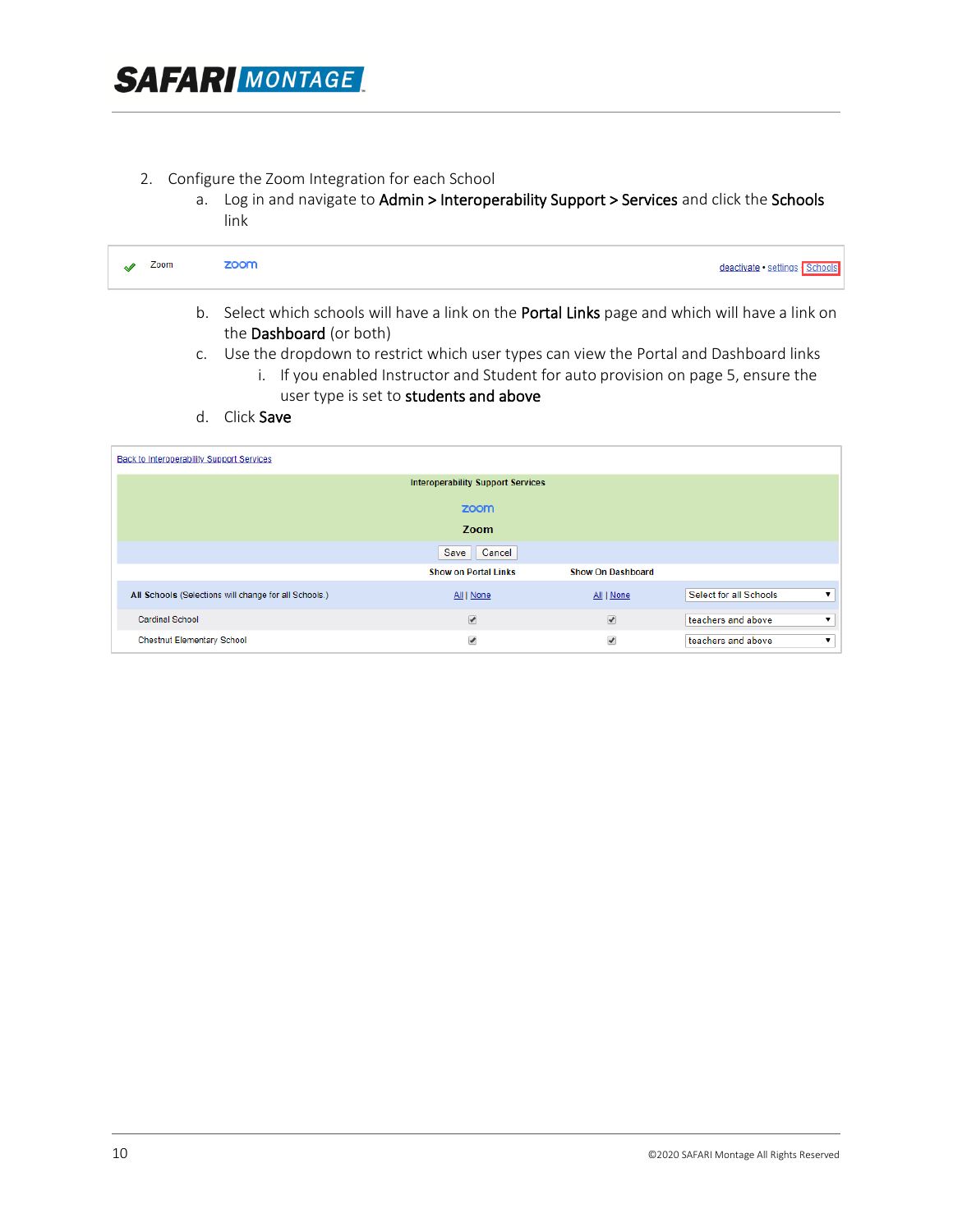2. Configure the Zoom Integration for each School
    a. Log in and navigate to **Admin > Interoperability Support > Services** and click the **Schools** link

| | | | |
|---|---|---|---|
| ✔ | Zoom | zoom | deactivate • settings • Schools |

    b. Select which schools will have a link on the **Portal Links** page and which will have a link on the **Dashboard** (or both)
    c. Use the dropdown to restrict which user types can view the Portal and Dashboard links
        i. If you enabled Instructor and Student for auto provision on page 5, ensure the user type is set to **students and above**
    d. Click **Save**

Back to Interoperability Support Services

Interoperability Support Services

zoom

Zoom

Save | Cancel

| | Show on Portal Links | Show On Dashboard | |
|---|---|---|---|
| All Schools (Selections will change for all Schools.) | All \| None | All \| None | Select for all Schools |
| Cardinal School | ✔ | ✔ | teachers and above |
| Chestnut Elementary School | ✔ | ✔ | teachers and above |